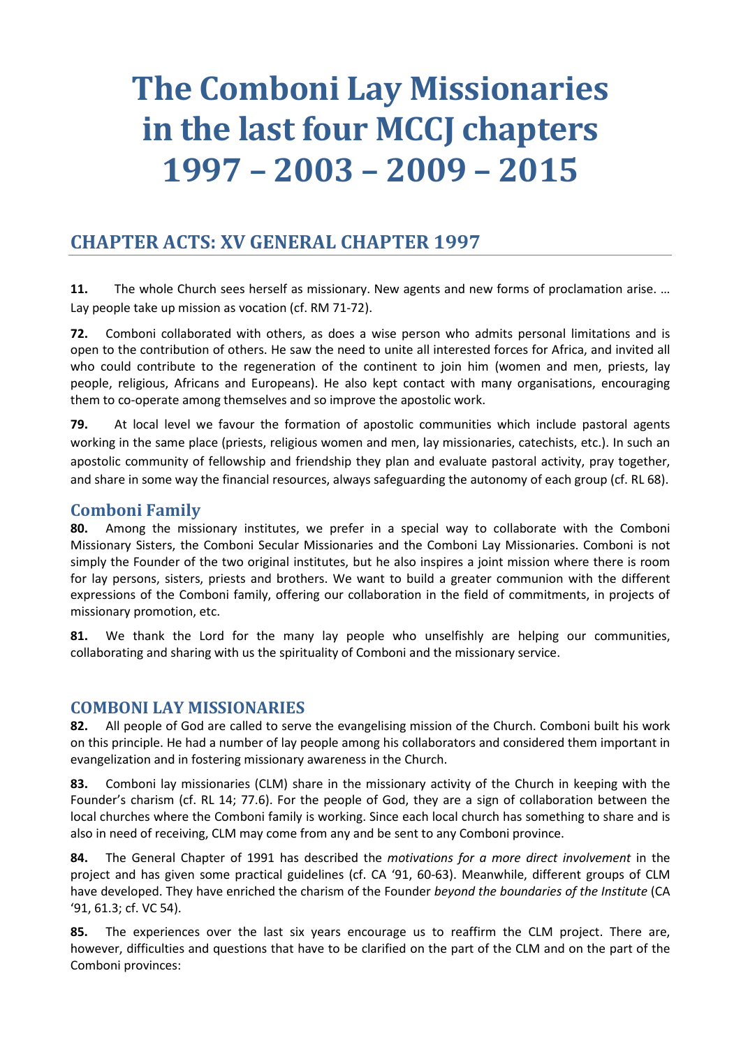# The Comboni Lay Missionaries in the last four MCCJ chapters 1997 – 2003 – 2009 – 2015

## CHAPTER ACTS: XV GENERAL CHAPTER 1997

**11.** The whole Church sees herself as missionary. New agents and new forms of proclamation arise. … Lay people take up mission as vocation (cf. RM 71-72).

**72.** Comboni collaborated with others, as does a wise person who admits personal limitations and is open to the contribution of others. He saw the need to unite all interested forces for Africa, and invited all who could contribute to the regeneration of the continent to join him (women and men, priests, lay people, religious, Africans and Europeans). He also kept contact with many organisations, encouraging them to co-operate among themselves and so improve the apostolic work.

**79.** At local level we favour the formation of apostolic communities which include pastoral agents working in the same place (priests, religious women and men, lay missionaries, catechists, etc.). In such an apostolic community of fellowship and friendship they plan and evaluate pastoral activity, pray together, and share in some way the financial resources, always safeguarding the autonomy of each group (cf. RL 68).

### Comboni Family

**80.** Among the missionary institutes, we prefer in a special way to collaborate with the Comboni Missionary Sisters, the Comboni Secular Missionaries and the Comboni Lay Missionaries. Comboni is not simply the Founder of the two original institutes, but he also inspires a joint mission where there is room for lay persons, sisters, priests and brothers. We want to build a greater communion with the different expressions of the Comboni family, offering our collaboration in the field of commitments, in projects of missionary promotion, etc.

**81.** We thank the Lord for the many lay people who unselfishly are helping our communities, collaborating and sharing with us the spirituality of Comboni and the missionary service.

## COMBONI LAY MISSIONARIES

**82.** All people of God are called to serve the evangelising mission of the Church. Comboni built his work on this principle. He had a number of lay people among his collaborators and considered them important in evangelization and in fostering missionary awareness in the Church.

**83.** Comboni lay missionaries (CLM) share in the missionary activity of the Church in keeping with the Founder's charism (cf. RL 14; 77.6). For the people of God, they are a sign of collaboration between the local churches where the Comboni family is working. Since each local church has something to share and is also in need of receiving, CLM may come from any and be sent to any Comboni province.

**84.** The General Chapter of 1991 has described the *motivations for a more direct involvement* in the project and has given some practical guidelines (cf. CA '91, 60-63). Meanwhile, different groups of CLM have developed. They have enriched the charism of the Founder *beyond the boundaries of the Institute* (CA '91, 61.3; cf. VC 54).

**85.** The experiences over the last six years encourage us to reaffirm the CLM project. There are, however, difficulties and questions that have to be clarified on the part of the CLM and on the part of the Comboni provinces: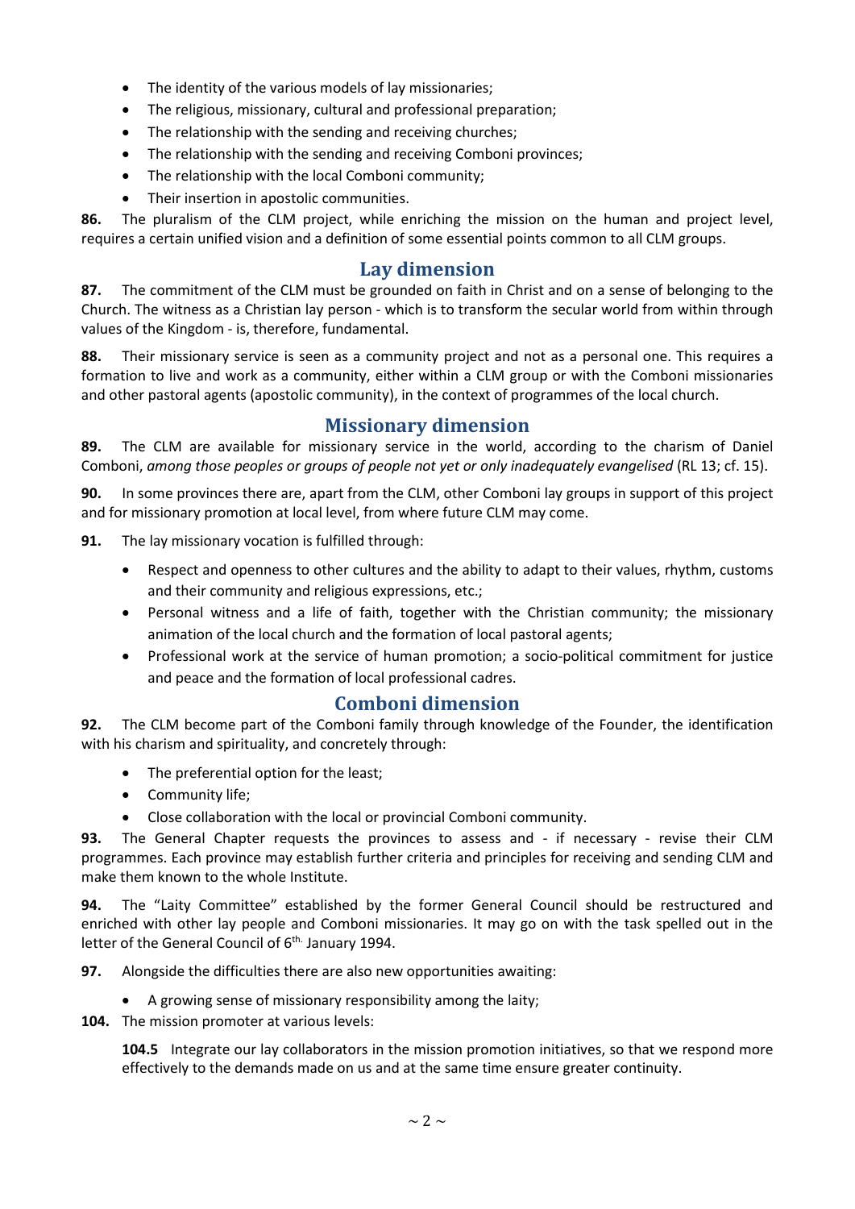- The identity of the various models of lay missionaries;
- The religious, missionary, cultural and professional preparation;
- The relationship with the sending and receiving churches;
- The relationship with the sending and receiving Comboni provinces;
- The relationship with the local Comboni community;
- Their insertion in apostolic communities.

**86.** The pluralism of the CLM project, while enriching the mission on the human and project level, requires a certain unified vision and a definition of some essential points common to all CLM groups.

## Lay dimension

**87.** The commitment of the CLM must be grounded on faith in Christ and on a sense of belonging to the Church. The witness as a Christian lay person - which is to transform the secular world from within through values of the Kingdom - is, therefore, fundamental.

**88.** Their missionary service is seen as a community project and not as a personal one. This requires a formation to live and work as a community, either within a CLM group or with the Comboni missionaries and other pastoral agents (apostolic community), in the context of programmes of the local church.

## Missionary dimension

**89.** The CLM are available for missionary service in the world, according to the charism of Daniel Comboni, *among those peoples or groups of people not yet or only inadequately evangelised* (RL 13; cf. 15).

**90.** In some provinces there are, apart from the CLM, other Comboni lay groups in support of this project and for missionary promotion at local level, from where future CLM may come.

**91.** The lay missionary vocation is fulfilled through:

- Respect and openness to other cultures and the ability to adapt to their values, rhythm, customs and their community and religious expressions, etc.;
- Personal witness and a life of faith, together with the Christian community; the missionary animation of the local church and the formation of local pastoral agents;
- Professional work at the service of human promotion; a socio-political commitment for justice and peace and the formation of local professional cadres.

## Comboni dimension

**92.** The CLM become part of the Comboni family through knowledge of the Founder, the identification with his charism and spirituality, and concretely through:

- The preferential option for the least;
- Community life;
- Close collaboration with the local or provincial Comboni community.

**93.** The General Chapter requests the provinces to assess and - if necessary - revise their CLM programmes. Each province may establish further criteria and principles for receiving and sending CLM and make them known to the whole Institute.

**94.** The "Laity Committee" established by the former General Council should be restructured and enriched with other lay people and Comboni missionaries. It may go on with the task spelled out in the letter of the General Council of 6th. January 1994.

**97.** Alongside the difficulties there are also new opportunities awaiting:

- A growing sense of missionary responsibility among the laity;

**104.** The mission promoter at various levels:

> **104.5** Integrate our lay collaborators in the mission promotion initiatives, so that we respond more effectively to the demands made on us and at the same time ensure greater continuity.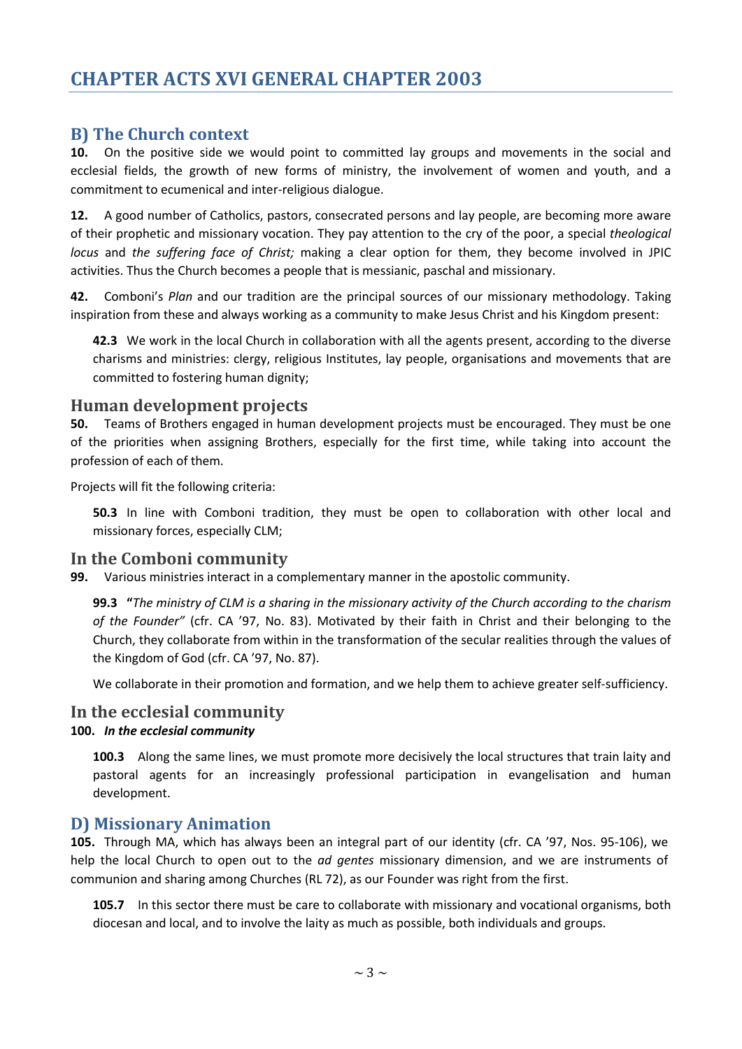# CHAPTER ACTS XVI GENERAL CHAPTER 2003

## B) The Church context

**10.** On the positive side we would point to committed lay groups and movements in the social and ecclesial fields, the growth of new forms of ministry, the involvement of women and youth, and a commitment to ecumenical and inter-religious dialogue.

**12.** A good number of Catholics, pastors, consecrated persons and lay people, are becoming more aware of their prophetic and missionary vocation. They pay attention to the cry of the poor, a special *theological locus* and *the suffering face of Christ;* making a clear option for them, they become involved in JPIC activities. Thus the Church becomes a people that is messianic, paschal and missionary.

**42.** Comboni's *Plan* and our tradition are the principal sources of our missionary methodology. Taking inspiration from these and always working as a community to make Jesus Christ and his Kingdom present:

> **42.3** We work in the local Church in collaboration with all the agents present, according to the diverse charisms and ministries: clergy, religious Institutes, lay people, organisations and movements that are committed to fostering human dignity;

## Human development projects

**50.** Teams of Brothers engaged in human development projects must be encouraged. They must be one of the priorities when assigning Brothers, especially for the first time, while taking into account the profession of each of them.

Projects will fit the following criteria:

> **50.3** In line with Comboni tradition, they must be open to collaboration with other local and missionary forces, especially CLM;

## In the Comboni community

**99.** Various ministries interact in a complementary manner in the apostolic community.

> **99.3** **"***The ministry of CLM is a sharing in the missionary activity of the Church according to the charism of the Founder"* (cfr. CA '97, No. 83). Motivated by their faith in Christ and their belonging to the Church, they collaborate from within in the transformation of the secular realities through the values of the Kingdom of God (cfr. CA '97, No. 87).
>
> We collaborate in their promotion and formation, and we help them to achieve greater self-sufficiency.

## In the ecclesial community

**100.** ***In the ecclesial community***

> **100.3** Along the same lines, we must promote more decisively the local structures that train laity and pastoral agents for an increasingly professional participation in evangelisation and human development.

## D) Missionary Animation

**105.** Through MA, which has always been an integral part of our identity (cfr. CA '97, Nos. 95-106), we help the local Church to open out to the *ad gentes* missionary dimension, and we are instruments of communion and sharing among Churches (RL 72), as our Founder was right from the first.

> **105.7** In this sector there must be care to collaborate with missionary and vocational organisms, both diocesan and local, and to involve the laity as much as possible, both individuals and groups.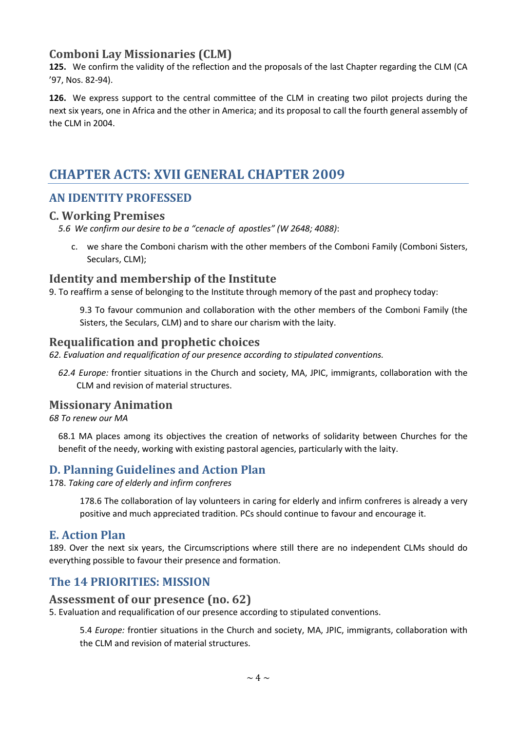### Comboni Lay Missionaries (CLM)

**125.** We confirm the validity of the reflection and the proposals of the last Chapter regarding the CLM (CA ’97, Nos. 82-94).

**126.** We express support to the central committee of the CLM in creating two pilot projects during the next six years, one in Africa and the other in America; and its proposal to call the fourth general assembly of the CLM in 2004.

## CHAPTER ACTS: XVII GENERAL CHAPTER 2009

### AN IDENTITY PROFESSED

### C. Working Premises

*5.6 We confirm our desire to be a “cenacle of apostles” (W 2648; 4088)*:

c. we share the Comboni charism with the other members of the Comboni Family (Comboni Sisters, Seculars, CLM);

### Identity and membership of the Institute

9. To reaffirm a sense of belonging to the Institute through memory of the past and prophecy today:

9.3 To favour communion and collaboration with the other members of the Comboni Family (the Sisters, the Seculars, CLM) and to share our charism with the laity.

### Requalification and prophetic choices

*62. Evaluation and requalification of our presence according to stipulated conventions.*

*62.4 Europe:* frontier situations in the Church and society, MA, JPIC, immigrants, collaboration with the CLM and revision of material structures.

### Missionary Animation

*68 To renew our MA*

68.1 MA places among its objectives the creation of networks of solidarity between Churches for the benefit of the needy, working with existing pastoral agencies, particularly with the laity.

### D. Planning Guidelines and Action Plan

178. *Taking care of elderly and infirm confreres*

178.6 The collaboration of lay volunteers in caring for elderly and infirm confreres is already a very positive and much appreciated tradition. PCs should continue to favour and encourage it.

### E. Action Plan

189. Over the next six years, the Circumscriptions where still there are no independent CLMs should do everything possible to favour their presence and formation.

### The 14 PRIORITIES: MISSION

### Assessment of our presence (no. 62)

5. Evaluation and requalification of our presence according to stipulated conventions.

5.4 *Europe:* frontier situations in the Church and society, MA, JPIC, immigrants, collaboration with the CLM and revision of material structures.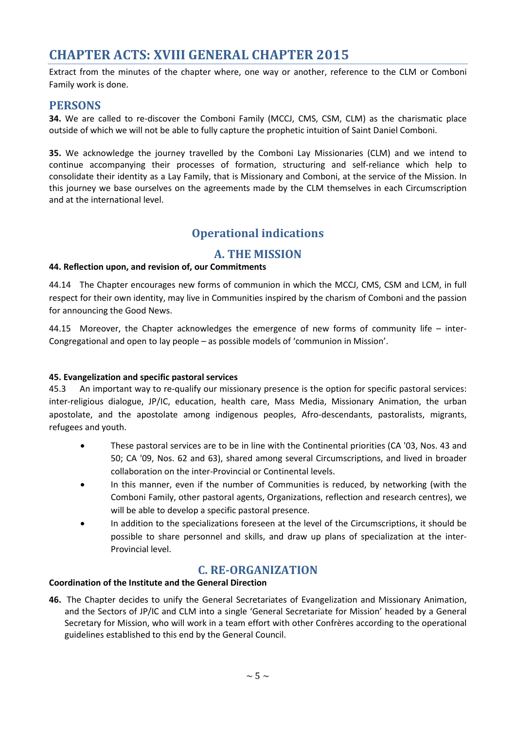# CHAPTER ACTS: XVIII GENERAL CHAPTER 2015

Extract from the minutes of the chapter where, one way or another, reference to the CLM or Comboni Family work is done.

## PERSONS

**34.** We are called to re-discover the Comboni Family (MCCJ, CMS, CSM, CLM) as the charismatic place outside of which we will not be able to fully capture the prophetic intuition of Saint Daniel Comboni.

**35.** We acknowledge the journey travelled by the Comboni Lay Missionaries (CLM) and we intend to continue accompanying their processes of formation, structuring and self-reliance which help to consolidate their identity as a Lay Family, that is Missionary and Comboni, at the service of the Mission. In this journey we base ourselves on the agreements made by the CLM themselves in each Circumscription and at the international level.

## Operational indications

## A. THE MISSION

**44. Reflection upon, and revision of, our Commitments**

44.14 The Chapter encourages new forms of communion in which the MCCJ, CMS, CSM and LCM, in full respect for their own identity, may live in Communities inspired by the charism of Comboni and the passion for announcing the Good News.

44.15 Moreover, the Chapter acknowledges the emergence of new forms of community life – inter-Congregational and open to lay people – as possible models of 'communion in Mission'.

**45. Evangelization and specific pastoral services**

45.3 An important way to re-qualify our missionary presence is the option for specific pastoral services: inter-religious dialogue, JP/IC, education, health care, Mass Media, Missionary Animation, the urban apostolate, and the apostolate among indigenous peoples, Afro-descendants, pastoralists, migrants, refugees and youth.

- These pastoral services are to be in line with the Continental priorities (CA '03, Nos. 43 and 50; CA '09, Nos. 62 and 63), shared among several Circumscriptions, and lived in broader collaboration on the inter-Provincial or Continental levels.
- In this manner, even if the number of Communities is reduced, by networking (with the Comboni Family, other pastoral agents, Organizations, reflection and research centres), we will be able to develop a specific pastoral presence.
- In addition to the specializations foreseen at the level of the Circumscriptions, it should be possible to share personnel and skills, and draw up plans of specialization at the inter-Provincial level.

## C. RE-ORGANIZATION

**Coordination of the Institute and the General Direction**

**46.** The Chapter decides to unify the General Secretariates of Evangelization and Missionary Animation, and the Sectors of JP/IC and CLM into a single 'General Secretariate for Mission' headed by a General Secretary for Mission, who will work in a team effort with other Confrères according to the operational guidelines established to this end by the General Council.